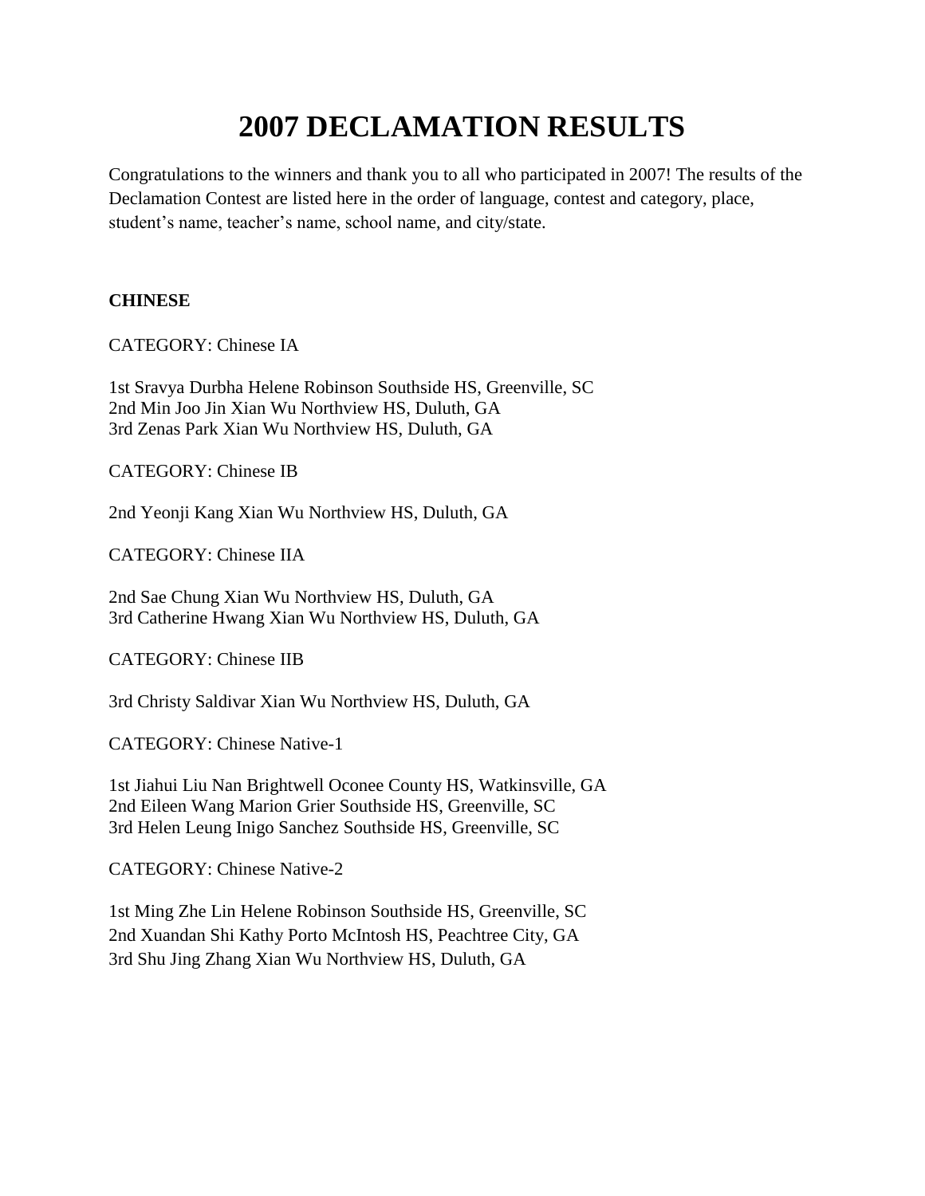# 2007 DECLAMATION RESULTS

Congratulations to the winners and thank you to all who participated in 2007! The results of the Declamation Contest are listed here in the order of language, contest and category, place, student's name, teacher's name, school name, and city/state.

**CHINESE**

CATEGORY: Chinese IA

1st Sravya Durbha Helene Robinson Southside HS, Greenville, SC
2nd Min Joo Jin Xian Wu Northview HS, Duluth, GA
3rd Zenas Park Xian Wu Northview HS, Duluth, GA

CATEGORY: Chinese IB

2nd Yeonji Kang Xian Wu Northview HS, Duluth, GA

CATEGORY: Chinese IIA

2nd Sae Chung Xian Wu Northview HS, Duluth, GA
3rd Catherine Hwang Xian Wu Northview HS, Duluth, GA

CATEGORY: Chinese IIB

3rd Christy Saldivar Xian Wu Northview HS, Duluth, GA

CATEGORY: Chinese Native-1

1st Jiahui Liu Nan Brightwell Oconee County HS, Watkinsville, GA
2nd Eileen Wang Marion Grier Southside HS, Greenville, SC
3rd Helen Leung Inigo Sanchez Southside HS, Greenville, SC

CATEGORY: Chinese Native-2

1st Ming Zhe Lin Helene Robinson Southside HS, Greenville, SC
2nd Xuandan Shi Kathy Porto McIntosh HS, Peachtree City, GA
3rd Shu Jing Zhang Xian Wu Northview HS, Duluth, GA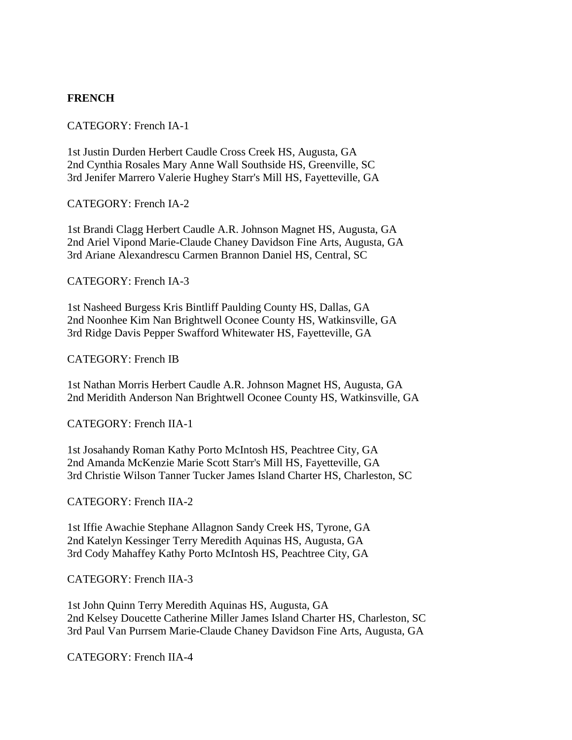**FRENCH**

CATEGORY: French IA-1

1st Justin Durden Herbert Caudle Cross Creek HS, Augusta, GA
2nd Cynthia Rosales Mary Anne Wall Southside HS, Greenville, SC
3rd Jenifer Marrero Valerie Hughey Starr's Mill HS, Fayetteville, GA

CATEGORY: French IA-2

1st Brandi Clagg Herbert Caudle A.R. Johnson Magnet HS, Augusta, GA
2nd Ariel Vipond Marie-Claude Chaney Davidson Fine Arts, Augusta, GA
3rd Ariane Alexandrescu Carmen Brannon Daniel HS, Central, SC

CATEGORY: French IA-3

1st Nasheed Burgess Kris Bintliff Paulding County HS, Dallas, GA
2nd Noonhee Kim Nan Brightwell Oconee County HS, Watkinsville, GA
3rd Ridge Davis Pepper Swafford Whitewater HS, Fayetteville, GA

CATEGORY: French IB

1st Nathan Morris Herbert Caudle A.R. Johnson Magnet HS, Augusta, GA
2nd Meridith Anderson Nan Brightwell Oconee County HS, Watkinsville, GA

CATEGORY: French IIA-1

1st Josahandy Roman Kathy Porto McIntosh HS, Peachtree City, GA
2nd Amanda McKenzie Marie Scott Starr's Mill HS, Fayetteville, GA
3rd Christie Wilson Tanner Tucker James Island Charter HS, Charleston, SC

CATEGORY: French IIA-2

1st Iffie Awachie Stephane Allagnon Sandy Creek HS, Tyrone, GA
2nd Katelyn Kessinger Terry Meredith Aquinas HS, Augusta, GA
3rd Cody Mahaffey Kathy Porto McIntosh HS, Peachtree City, GA

CATEGORY: French IIA-3

1st John Quinn Terry Meredith Aquinas HS, Augusta, GA
2nd Kelsey Doucette Catherine Miller James Island Charter HS, Charleston, SC
3rd Paul Van Purrsem Marie-Claude Chaney Davidson Fine Arts, Augusta, GA

CATEGORY: French IIA-4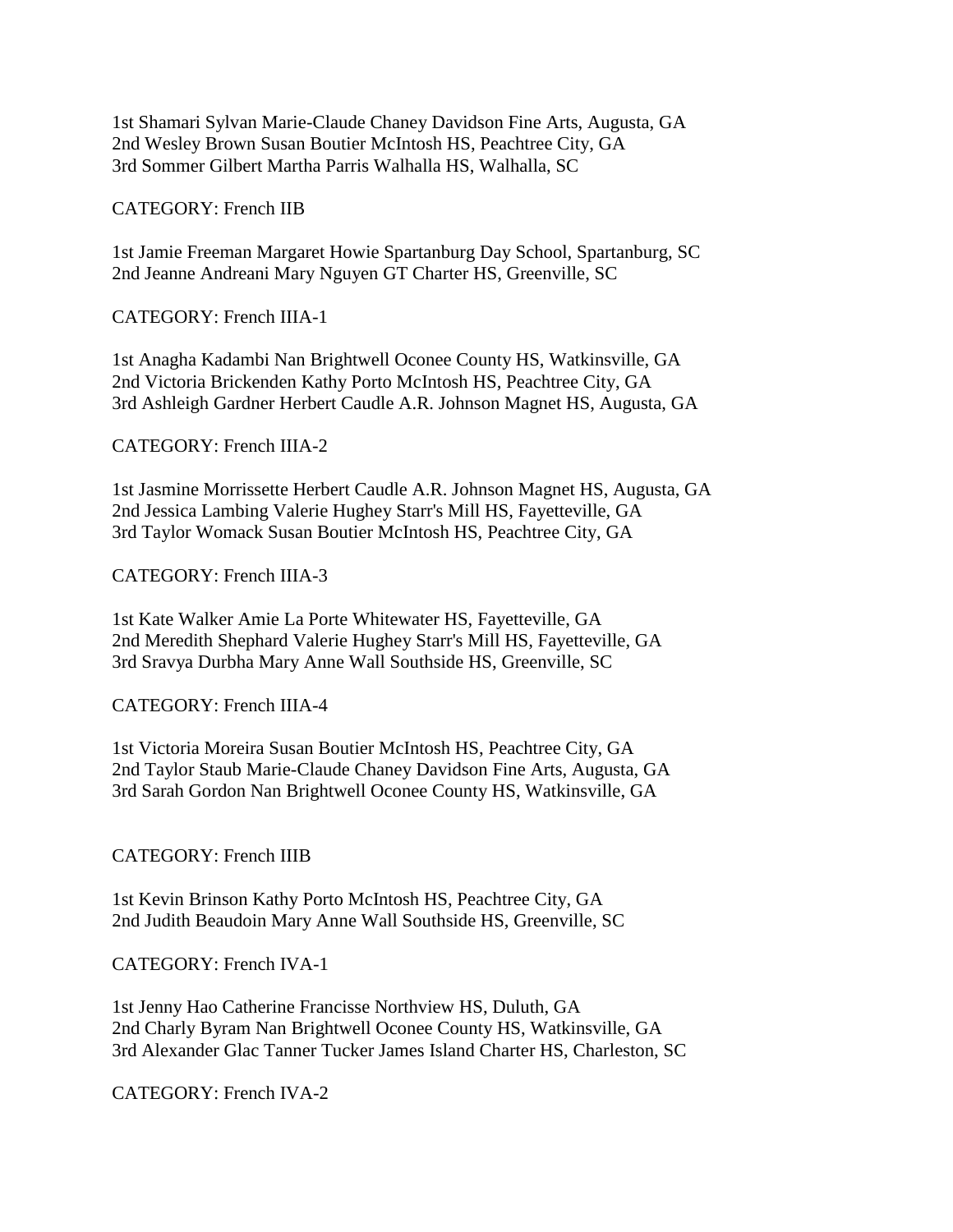1st Shamari Sylvan Marie-Claude Chaney Davidson Fine Arts, Augusta, GA
2nd Wesley Brown Susan Boutier McIntosh HS, Peachtree City, GA
3rd Sommer Gilbert Martha Parris Walhalla HS, Walhalla, SC

CATEGORY: French IIB

1st Jamie Freeman Margaret Howie Spartanburg Day School, Spartanburg, SC
2nd Jeanne Andreani Mary Nguyen GT Charter HS, Greenville, SC

CATEGORY: French IIIA-1

1st Anagha Kadambi Nan Brightwell Oconee County HS, Watkinsville, GA
2nd Victoria Brickenden Kathy Porto McIntosh HS, Peachtree City, GA
3rd Ashleigh Gardner Herbert Caudle A.R. Johnson Magnet HS, Augusta, GA

CATEGORY: French IIIA-2

1st Jasmine Morrissette Herbert Caudle A.R. Johnson Magnet HS, Augusta, GA
2nd Jessica Lambing Valerie Hughey Starr's Mill HS, Fayetteville, GA
3rd Taylor Womack Susan Boutier McIntosh HS, Peachtree City, GA

CATEGORY: French IIIA-3

1st Kate Walker Amie La Porte Whitewater HS, Fayetteville, GA
2nd Meredith Shephard Valerie Hughey Starr's Mill HS, Fayetteville, GA
3rd Sravya Durbha Mary Anne Wall Southside HS, Greenville, SC

CATEGORY: French IIIA-4

1st Victoria Moreira Susan Boutier McIntosh HS, Peachtree City, GA
2nd Taylor Staub Marie-Claude Chaney Davidson Fine Arts, Augusta, GA
3rd Sarah Gordon Nan Brightwell Oconee County HS, Watkinsville, GA

CATEGORY: French IIIB

1st Kevin Brinson Kathy Porto McIntosh HS, Peachtree City, GA
2nd Judith Beaudoin Mary Anne Wall Southside HS, Greenville, SC

CATEGORY: French IVA-1

1st Jenny Hao Catherine Francisse Northview HS, Duluth, GA
2nd Charly Byram Nan Brightwell Oconee County HS, Watkinsville, GA
3rd Alexander Glac Tanner Tucker James Island Charter HS, Charleston, SC

CATEGORY: French IVA-2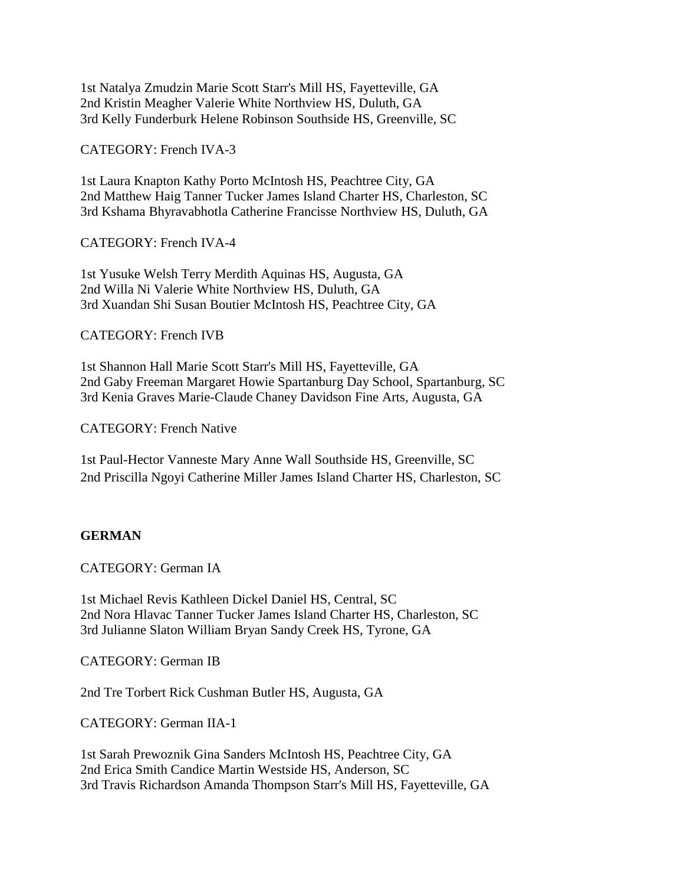1st Natalya Zmudzin Marie Scott Starr's Mill HS, Fayetteville, GA
2nd Kristin Meagher Valerie White Northview HS, Duluth, GA
3rd Kelly Funderburk Helene Robinson Southside HS, Greenville, SC

CATEGORY: French IVA-3

1st Laura Knapton Kathy Porto McIntosh HS, Peachtree City, GA
2nd Matthew Haig Tanner Tucker James Island Charter HS, Charleston, SC
3rd Kshama Bhyravabhotla Catherine Francisse Northview HS, Duluth, GA

CATEGORY: French IVA-4

1st Yusuke Welsh Terry Merdith Aquinas HS, Augusta, GA
2nd Willa Ni Valerie White Northview HS, Duluth, GA
3rd Xuandan Shi Susan Boutier McIntosh HS, Peachtree City, GA

CATEGORY: French IVB

1st Shannon Hall Marie Scott Starr's Mill HS, Fayetteville, GA
2nd Gaby Freeman Margaret Howie Spartanburg Day School, Spartanburg, SC
3rd Kenia Graves Marie-Claude Chaney Davidson Fine Arts, Augusta, GA

CATEGORY: French Native

1st Paul-Hector Vanneste Mary Anne Wall Southside HS, Greenville, SC
2nd Priscilla Ngoyi Catherine Miller James Island Charter HS, Charleston, SC

**GERMAN**

CATEGORY: German IA

1st Michael Revis Kathleen Dickel Daniel HS, Central, SC
2nd Nora Hlavac Tanner Tucker James Island Charter HS, Charleston, SC
3rd Julianne Slaton William Bryan Sandy Creek HS, Tyrone, GA

CATEGORY: German IB

2nd Tre Torbert Rick Cushman Butler HS, Augusta, GA

CATEGORY: German IIA-1

1st Sarah Prewoznik Gina Sanders McIntosh HS, Peachtree City, GA
2nd Erica Smith Candice Martin Westside HS, Anderson, SC
3rd Travis Richardson Amanda Thompson Starr's Mill HS, Fayetteville, GA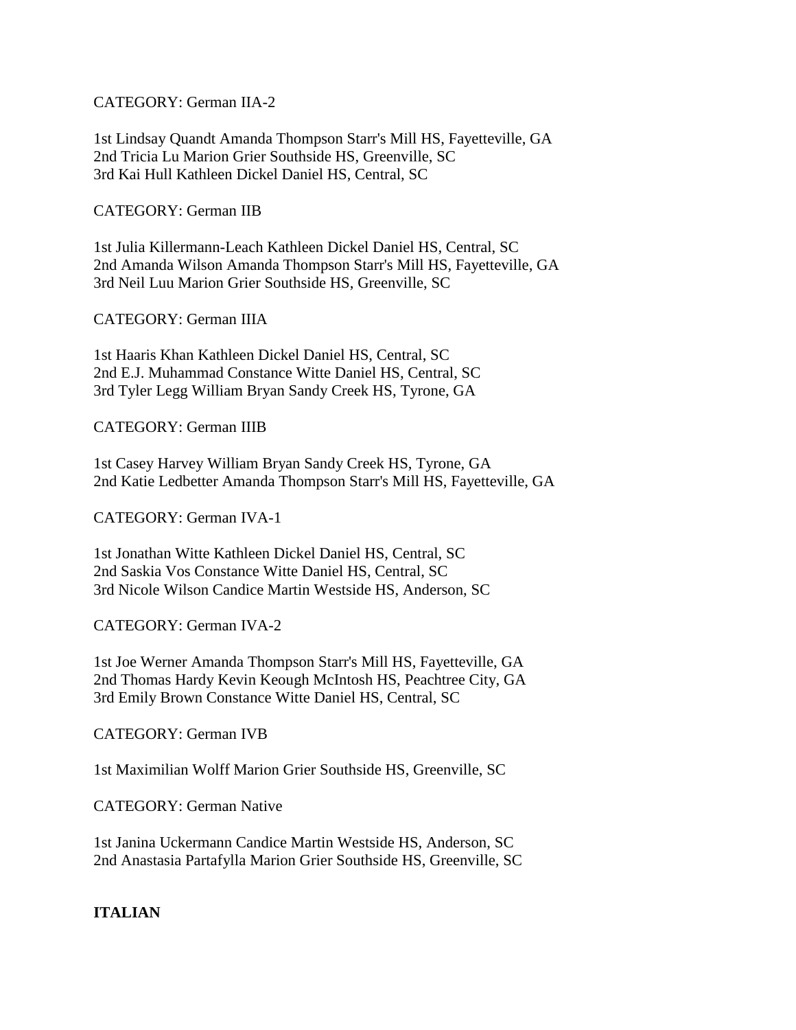CATEGORY: German IIA-2

1st Lindsay Quandt Amanda Thompson Starr's Mill HS, Fayetteville, GA
2nd Tricia Lu Marion Grier Southside HS, Greenville, SC
3rd Kai Hull Kathleen Dickel Daniel HS, Central, SC

CATEGORY: German IIB

1st Julia Killermann-Leach Kathleen Dickel Daniel HS, Central, SC
2nd Amanda Wilson Amanda Thompson Starr's Mill HS, Fayetteville, GA
3rd Neil Luu Marion Grier Southside HS, Greenville, SC

CATEGORY: German IIIA

1st Haaris Khan Kathleen Dickel Daniel HS, Central, SC
2nd E.J. Muhammad Constance Witte Daniel HS, Central, SC
3rd Tyler Legg William Bryan Sandy Creek HS, Tyrone, GA

CATEGORY: German IIIB

1st Casey Harvey William Bryan Sandy Creek HS, Tyrone, GA
2nd Katie Ledbetter Amanda Thompson Starr's Mill HS, Fayetteville, GA

CATEGORY: German IVA-1

1st Jonathan Witte Kathleen Dickel Daniel HS, Central, SC
2nd Saskia Vos Constance Witte Daniel HS, Central, SC
3rd Nicole Wilson Candice Martin Westside HS, Anderson, SC

CATEGORY: German IVA-2

1st Joe Werner Amanda Thompson Starr's Mill HS, Fayetteville, GA
2nd Thomas Hardy Kevin Keough McIntosh HS, Peachtree City, GA
3rd Emily Brown Constance Witte Daniel HS, Central, SC

CATEGORY: German IVB

1st Maximilian Wolff Marion Grier Southside HS, Greenville, SC

CATEGORY: German Native

1st Janina Uckermann Candice Martin Westside HS, Anderson, SC
2nd Anastasia Partafylla Marion Grier Southside HS, Greenville, SC

**ITALIAN**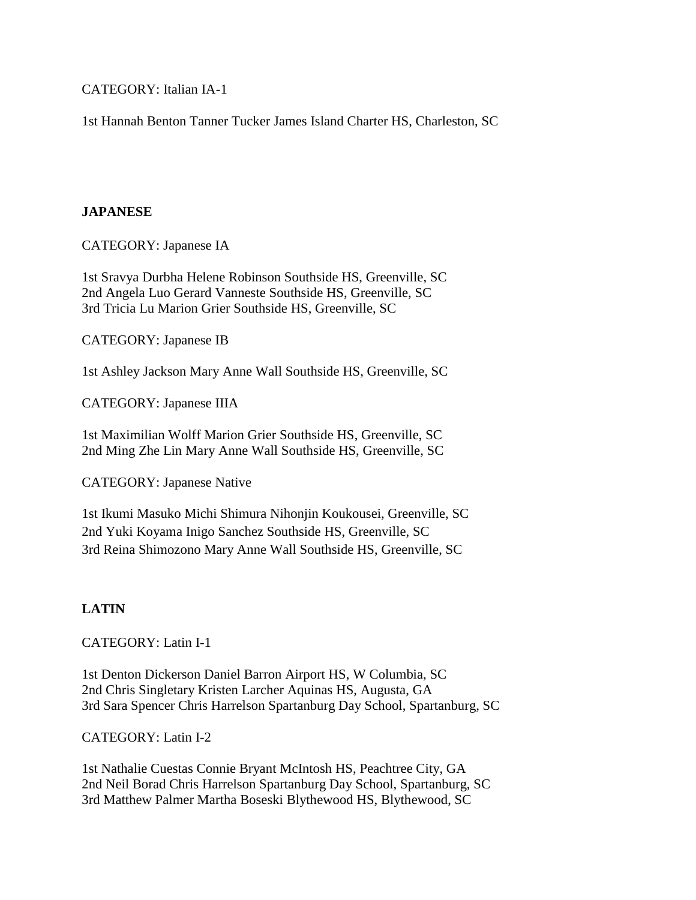CATEGORY: Italian IA-1

1st Hannah Benton Tanner Tucker James Island Charter HS, Charleston, SC

**JAPANESE**

CATEGORY: Japanese IA

1st Sravya Durbha Helene Robinson Southside HS, Greenville, SC
2nd Angela Luo Gerard Vanneste Southside HS, Greenville, SC
3rd Tricia Lu Marion Grier Southside HS, Greenville, SC

CATEGORY: Japanese IB

1st Ashley Jackson Mary Anne Wall Southside HS, Greenville, SC

CATEGORY: Japanese IIIA

1st Maximilian Wolff Marion Grier Southside HS, Greenville, SC
2nd Ming Zhe Lin Mary Anne Wall Southside HS, Greenville, SC

CATEGORY: Japanese Native

1st Ikumi Masuko Michi Shimura Nihonjin Koukousei, Greenville, SC
2nd Yuki Koyama Inigo Sanchez Southside HS, Greenville, SC
3rd Reina Shimozono Mary Anne Wall Southside HS, Greenville, SC

**LATIN**

CATEGORY: Latin I-1

1st Denton Dickerson Daniel Barron Airport HS, W Columbia, SC
2nd Chris Singletary Kristen Larcher Aquinas HS, Augusta, GA
3rd Sara Spencer Chris Harrelson Spartanburg Day School, Spartanburg, SC

CATEGORY: Latin I-2

1st Nathalie Cuestas Connie Bryant McIntosh HS, Peachtree City, GA
2nd Neil Borad Chris Harrelson Spartanburg Day School, Spartanburg, SC
3rd Matthew Palmer Martha Boseski Blythewood HS, Blythewood, SC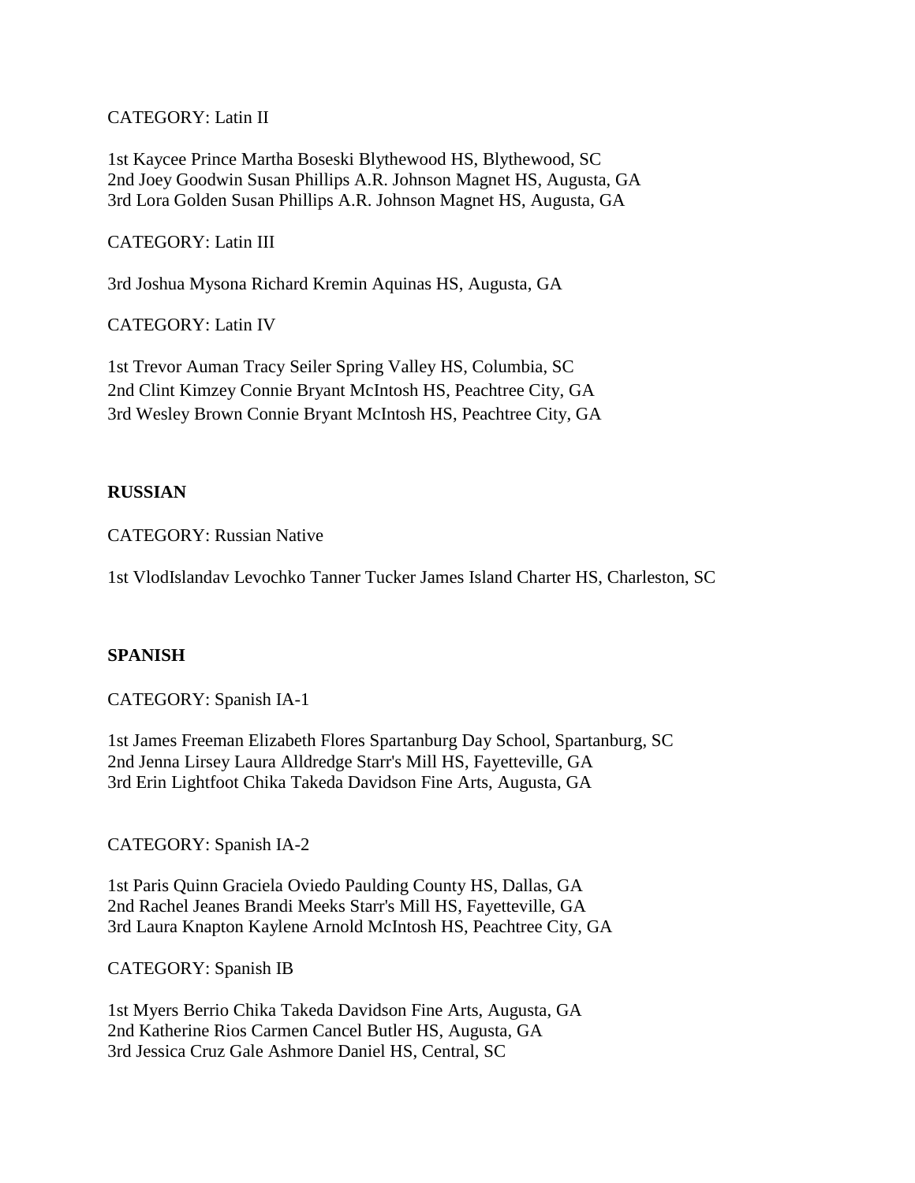CATEGORY: Latin II

1st Kaycee Prince Martha Boseski Blythewood HS, Blythewood, SC
2nd Joey Goodwin Susan Phillips A.R. Johnson Magnet HS, Augusta, GA
3rd Lora Golden Susan Phillips A.R. Johnson Magnet HS, Augusta, GA

CATEGORY: Latin III

3rd Joshua Mysona Richard Kremin Aquinas HS, Augusta, GA

CATEGORY: Latin IV

1st Trevor Auman Tracy Seiler Spring Valley HS, Columbia, SC
2nd Clint Kimzey Connie Bryant McIntosh HS, Peachtree City, GA
3rd Wesley Brown Connie Bryant McIntosh HS, Peachtree City, GA

**RUSSIAN**

CATEGORY: Russian Native

1st VlodIslandav Levochko Tanner Tucker James Island Charter HS, Charleston, SC

**SPANISH**

CATEGORY: Spanish IA-1

1st James Freeman Elizabeth Flores Spartanburg Day School, Spartanburg, SC
2nd Jenna Lirsey Laura Alldredge Starr's Mill HS, Fayetteville, GA
3rd Erin Lightfoot Chika Takeda Davidson Fine Arts, Augusta, GA

CATEGORY: Spanish IA-2

1st Paris Quinn Graciela Oviedo Paulding County HS, Dallas, GA
2nd Rachel Jeanes Brandi Meeks Starr's Mill HS, Fayetteville, GA
3rd Laura Knapton Kaylene Arnold McIntosh HS, Peachtree City, GA

CATEGORY: Spanish IB

1st Myers Berrio Chika Takeda Davidson Fine Arts, Augusta, GA
2nd Katherine Rios Carmen Cancel Butler HS, Augusta, GA
3rd Jessica Cruz Gale Ashmore Daniel HS, Central, SC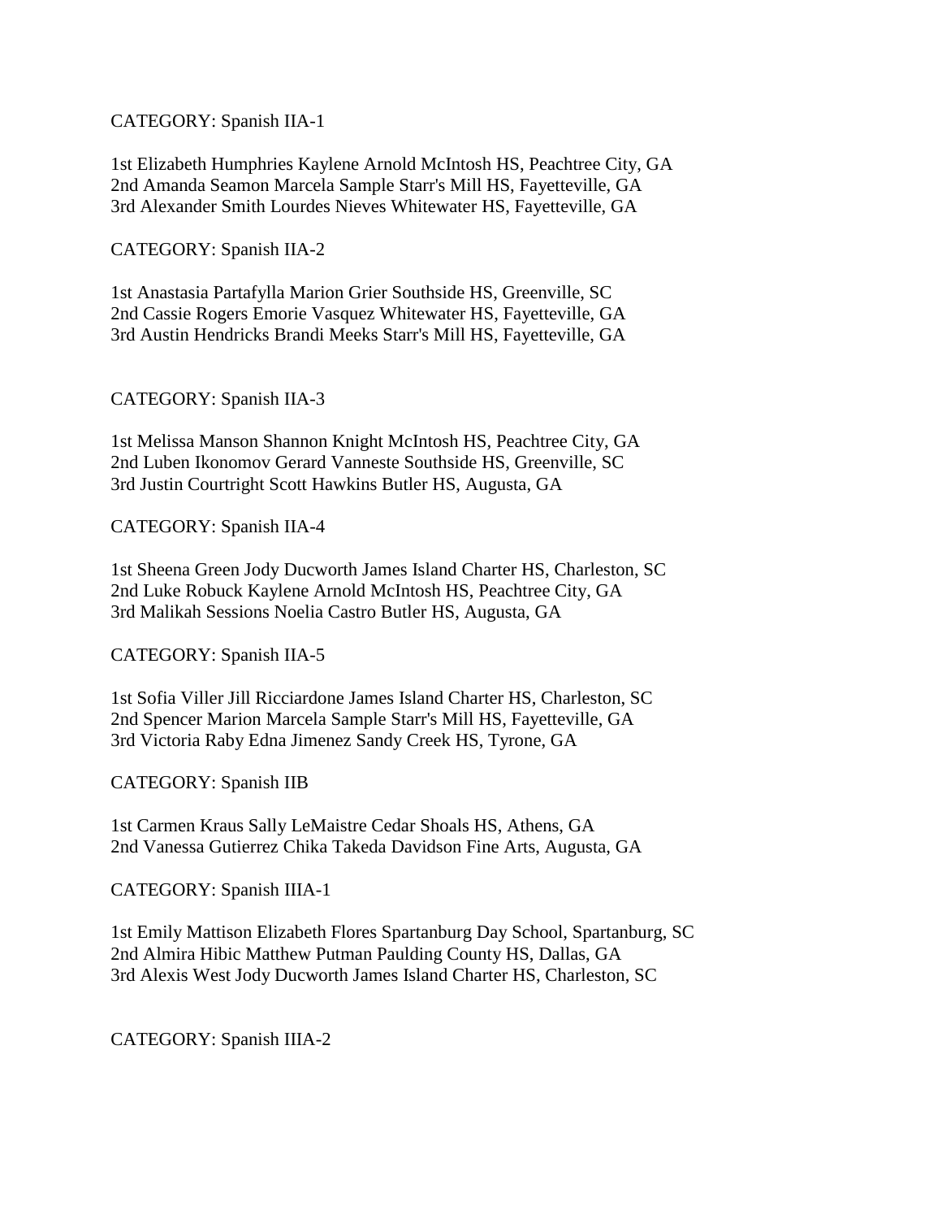CATEGORY: Spanish IIA-1

1st Elizabeth Humphries Kaylene Arnold McIntosh HS, Peachtree City, GA
2nd Amanda Seamon Marcela Sample Starr's Mill HS, Fayetteville, GA
3rd Alexander Smith Lourdes Nieves Whitewater HS, Fayetteville, GA

CATEGORY: Spanish IIA-2

1st Anastasia Partafylla Marion Grier Southside HS, Greenville, SC
2nd Cassie Rogers Emorie Vasquez Whitewater HS, Fayetteville, GA
3rd Austin Hendricks Brandi Meeks Starr's Mill HS, Fayetteville, GA

CATEGORY: Spanish IIA-3

1st Melissa Manson Shannon Knight McIntosh HS, Peachtree City, GA
2nd Luben Ikonomov Gerard Vanneste Southside HS, Greenville, SC
3rd Justin Courtright Scott Hawkins Butler HS, Augusta, GA

CATEGORY: Spanish IIA-4

1st Sheena Green Jody Ducworth James Island Charter HS, Charleston, SC
2nd Luke Robuck Kaylene Arnold McIntosh HS, Peachtree City, GA
3rd Malikah Sessions Noelia Castro Butler HS, Augusta, GA

CATEGORY: Spanish IIA-5

1st Sofia Viller Jill Ricciardone James Island Charter HS, Charleston, SC
2nd Spencer Marion Marcela Sample Starr's Mill HS, Fayetteville, GA
3rd Victoria Raby Edna Jimenez Sandy Creek HS, Tyrone, GA

CATEGORY: Spanish IIB

1st Carmen Kraus Sally LeMaistre Cedar Shoals HS, Athens, GA
2nd Vanessa Gutierrez Chika Takeda Davidson Fine Arts, Augusta, GA

CATEGORY: Spanish IIIA-1

1st Emily Mattison Elizabeth Flores Spartanburg Day School, Spartanburg, SC
2nd Almira Hibic Matthew Putman Paulding County HS, Dallas, GA
3rd Alexis West Jody Ducworth James Island Charter HS, Charleston, SC

CATEGORY: Spanish IIIA-2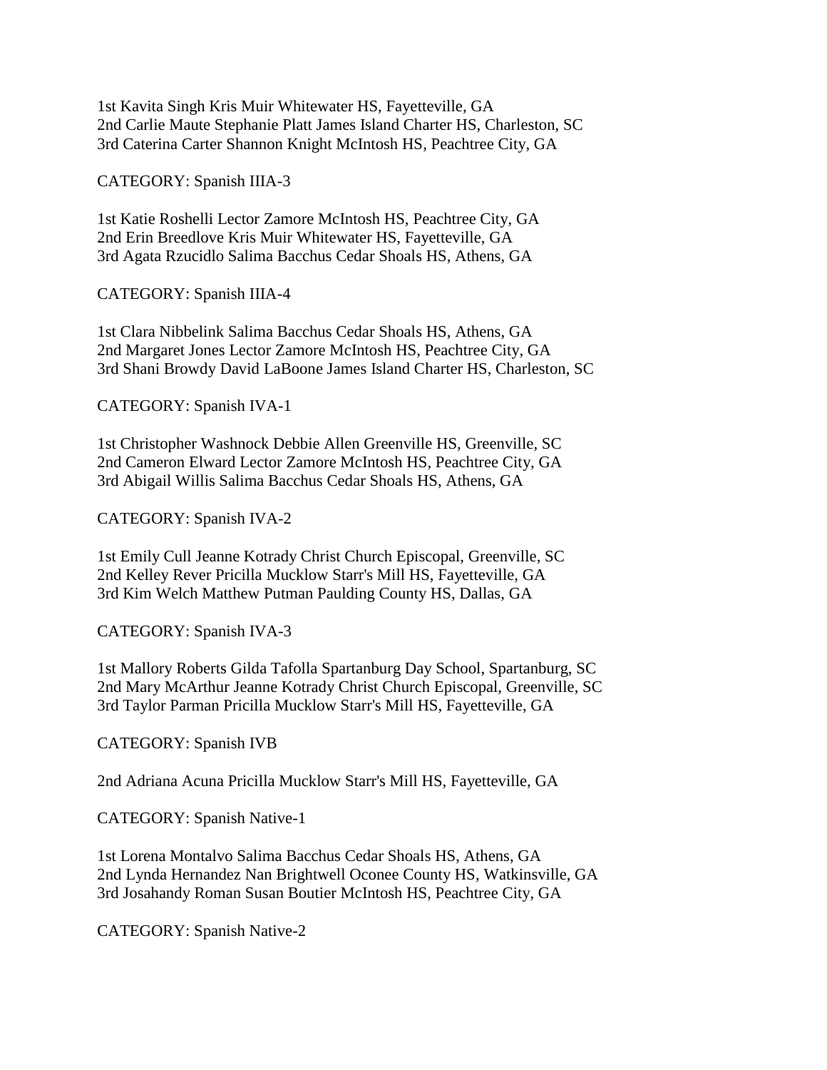1st Kavita Singh Kris Muir Whitewater HS, Fayetteville, GA
2nd Carlie Maute Stephanie Platt James Island Charter HS, Charleston, SC
3rd Caterina Carter Shannon Knight McIntosh HS, Peachtree City, GA

CATEGORY: Spanish IIIA-3

1st Katie Roshelli Lector Zamore McIntosh HS, Peachtree City, GA
2nd Erin Breedlove Kris Muir Whitewater HS, Fayetteville, GA
3rd Agata Rzucidlo Salima Bacchus Cedar Shoals HS, Athens, GA

CATEGORY: Spanish IIIA-4

1st Clara Nibbelink Salima Bacchus Cedar Shoals HS, Athens, GA
2nd Margaret Jones Lector Zamore McIntosh HS, Peachtree City, GA
3rd Shani Browdy David LaBoone James Island Charter HS, Charleston, SC

CATEGORY: Spanish IVA-1

1st Christopher Washnock Debbie Allen Greenville HS, Greenville, SC
2nd Cameron Elward Lector Zamore McIntosh HS, Peachtree City, GA
3rd Abigail Willis Salima Bacchus Cedar Shoals HS, Athens, GA

CATEGORY: Spanish IVA-2

1st Emily Cull Jeanne Kotrady Christ Church Episcopal, Greenville, SC
2nd Kelley Rever Pricilla Mucklow Starr's Mill HS, Fayetteville, GA
3rd Kim Welch Matthew Putman Paulding County HS, Dallas, GA

CATEGORY: Spanish IVA-3

1st Mallory Roberts Gilda Tafolla Spartanburg Day School, Spartanburg, SC
2nd Mary McArthur Jeanne Kotrady Christ Church Episcopal, Greenville, SC
3rd Taylor Parman Pricilla Mucklow Starr's Mill HS, Fayetteville, GA

CATEGORY: Spanish IVB

2nd Adriana Acuna Pricilla Mucklow Starr's Mill HS, Fayetteville, GA

CATEGORY: Spanish Native-1

1st Lorena Montalvo Salima Bacchus Cedar Shoals HS, Athens, GA
2nd Lynda Hernandez Nan Brightwell Oconee County HS, Watkinsville, GA
3rd Josahandy Roman Susan Boutier McIntosh HS, Peachtree City, GA

CATEGORY: Spanish Native-2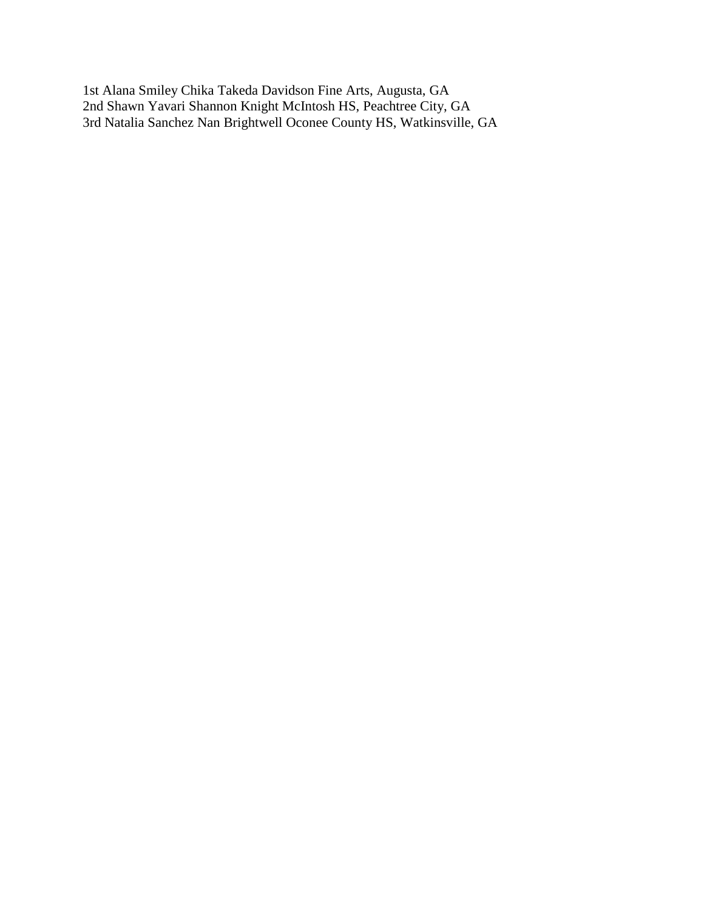1st Alana Smiley Chika Takeda Davidson Fine Arts, Augusta, GA
2nd Shawn Yavari Shannon Knight McIntosh HS, Peachtree City, GA
3rd Natalia Sanchez Nan Brightwell Oconee County HS, Watkinsville, GA